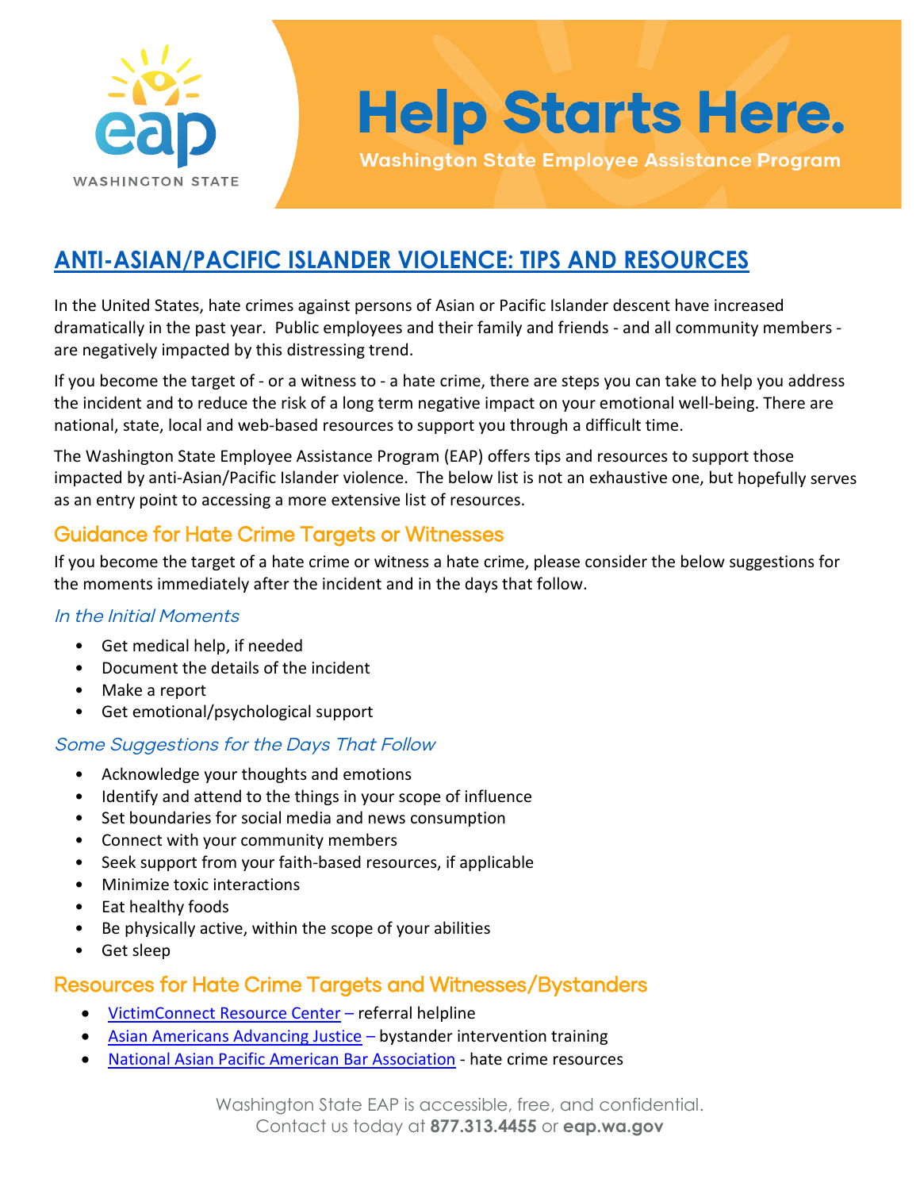# Help Starts Here.

Washington State Employee Assistance Program

## ANTI-ASIAN/PACIFIC ISLANDER VIOLENCE: TIPS AND RESOURCES

In the United States, hate crimes against persons of Asian or Pacific Islander descent have increased dramatically in the past year. Public employees and their family and friends - and all community members - are negatively impacted by this distressing trend.

If you become the target of - or a witness to - a hate crime, there are steps you can take to help you address the incident and to reduce the risk of a long term negative impact on your emotional well-being. There are national, state, local and web-based resources to support you through a difficult time.

The Washington State Employee Assistance Program (EAP) offers tips and resources to support those impacted by anti-Asian/Pacific Islander violence. The below list is not an exhaustive one, but hopefully serves as an entry point to accessing a more extensive list of resources.

### Guidance for Hate Crime Targets or Witnesses

If you become the target of a hate crime or witness a hate crime, please consider the below suggestions for the moments immediately after the incident and in the days that follow.

#### *In the Initial Moments*

- Get medical help, if needed
- Document the details of the incident
- Make a report
- Get emotional/psychological support

#### *Some Suggestions for the Days That Follow*

- Acknowledge your thoughts and emotions
- Identify and attend to the things in your scope of influence
- Set boundaries for social media and news consumption
- Connect with your community members
- Seek support from your faith-based resources, if applicable
- Minimize toxic interactions
- Eat healthy foods
- Be physically active, within the scope of your abilities
- Get sleep

### Resources for Hate Crime Targets and Witnesses/Bystanders

- VictimConnect Resource Center – referral helpline
- Asian Americans Advancing Justice – bystander intervention training
- National Asian Pacific American Bar Association - hate crime resources

Washington State EAP is accessible, free, and confidential.
Contact us today at **877.313.4455** or **eap.wa.gov**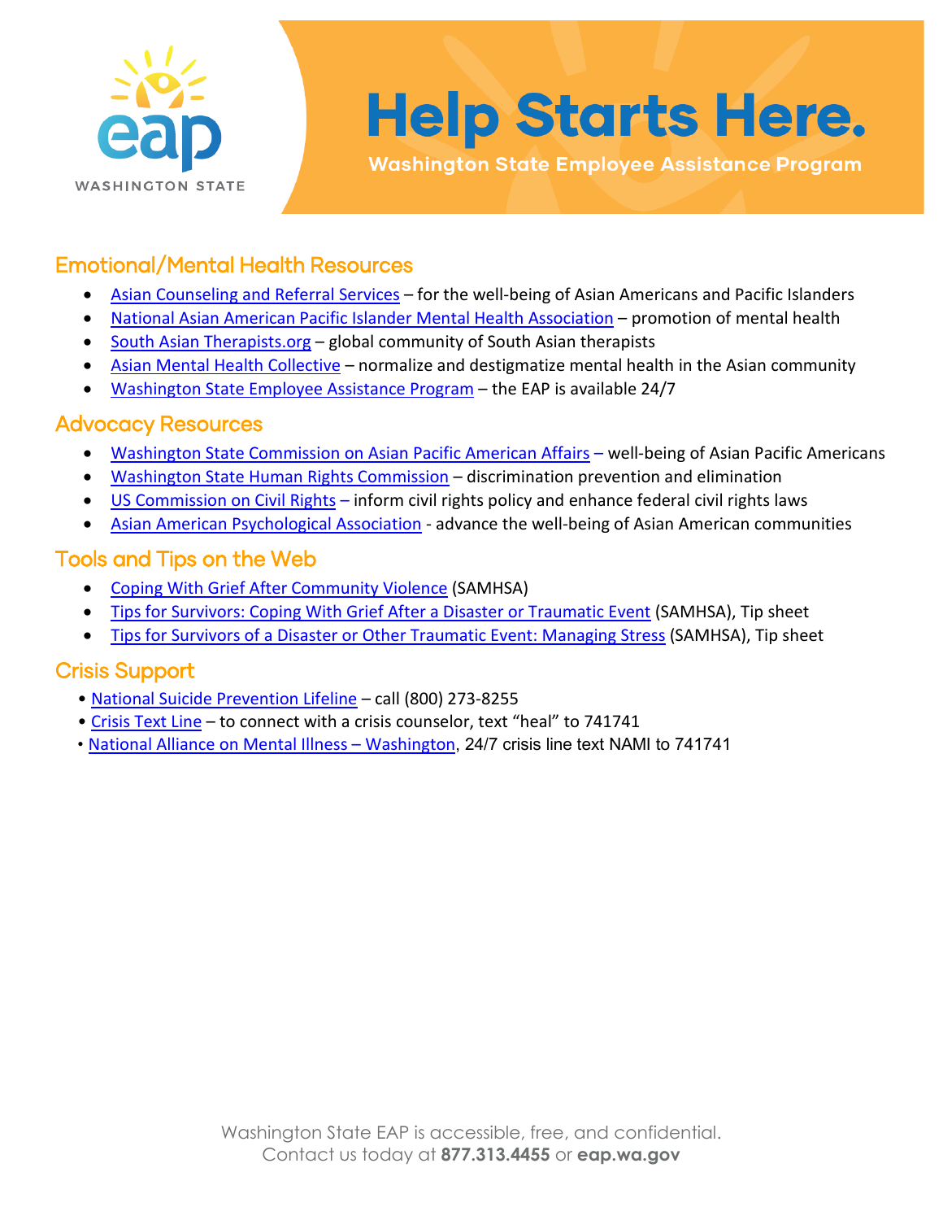# Help Starts Here.

Washington State Employee Assistance Program

## Emotional/Mental Health Resources

- Asian Counseling and Referral Services – for the well-being of Asian Americans and Pacific Islanders
- National Asian American Pacific Islander Mental Health Association – promotion of mental health
- South Asian Therapists.org – global community of South Asian therapists
- Asian Mental Health Collective – normalize and destigmatize mental health in the Asian community
- Washington State Employee Assistance Program – the EAP is available 24/7

## Advocacy Resources

- Washington State Commission on Asian Pacific American Affairs – well-being of Asian Pacific Americans
- Washington State Human Rights Commission – discrimination prevention and elimination
- US Commission on Civil Rights – inform civil rights policy and enhance federal civil rights laws
- Asian American Psychological Association - advance the well-being of Asian American communities

## Tools and Tips on the Web

- Coping With Grief After Community Violence (SAMHSA)
- Tips for Survivors: Coping With Grief After a Disaster or Traumatic Event (SAMHSA), Tip sheet
- Tips for Survivors of a Disaster or Other Traumatic Event: Managing Stress (SAMHSA), Tip sheet

## Crisis Support

- National Suicide Prevention Lifeline – call (800) 273-8255
- Crisis Text Line – to connect with a crisis counselor, text "heal" to 741741
- National Alliance on Mental Illness – Washington, 24/7 crisis line text NAMI to 741741

Washington State EAP is accessible, free, and confidential.
Contact us today at **877.313.4455** or **eap.wa.gov**